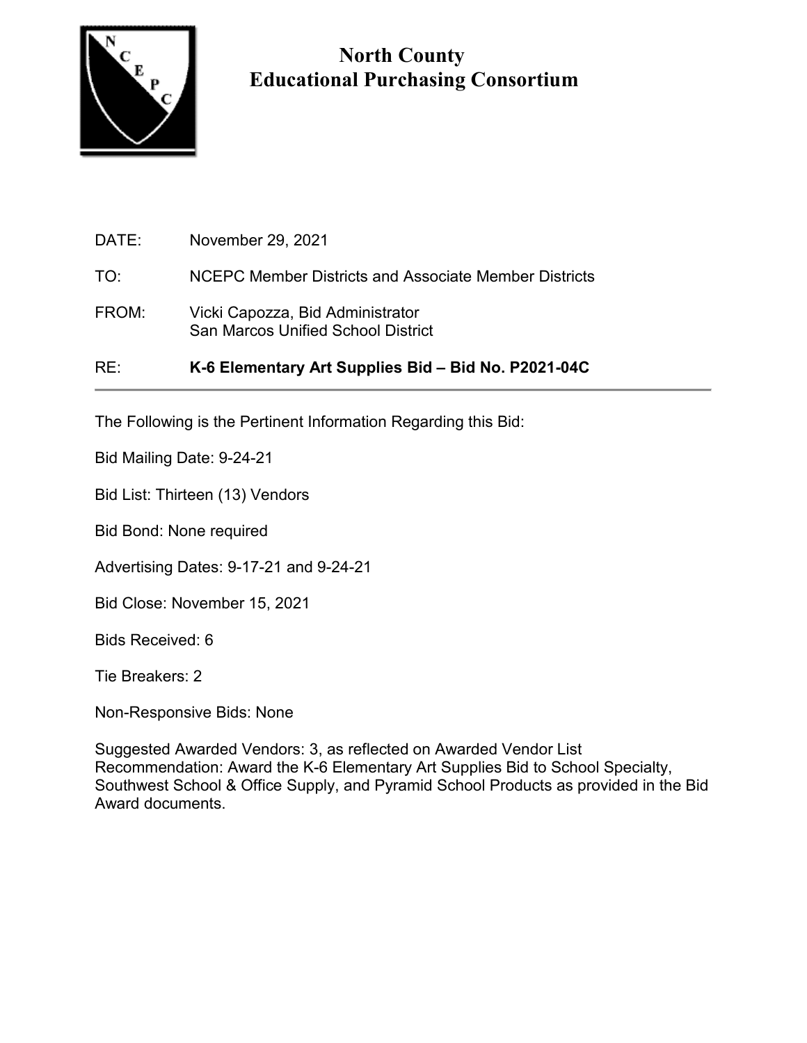# North County Educational Purchasing Consortium

DATE: November 29, 2021

TO: NCEPC Member Districts and Associate Member Districts

FROM: Vicki Capozza, Bid Administrator
San Marcos Unified School District

RE: **K-6 Elementary Art Supplies Bid – Bid No. P2021-04C**

---

The Following is the Pertinent Information Regarding this Bid:

Bid Mailing Date: 9-24-21

Bid List: Thirteen (13) Vendors

Bid Bond: None required

Advertising Dates: 9-17-21 and 9-24-21

Bid Close: November 15, 2021

Bids Received: 6

Tie Breakers: 2

Non-Responsive Bids: None

Suggested Awarded Vendors: 3, as reflected on Awarded Vendor List
Recommendation: Award the K-6 Elementary Art Supplies Bid to School Specialty, Southwest School & Office Supply, and Pyramid School Products as provided in the Bid Award documents.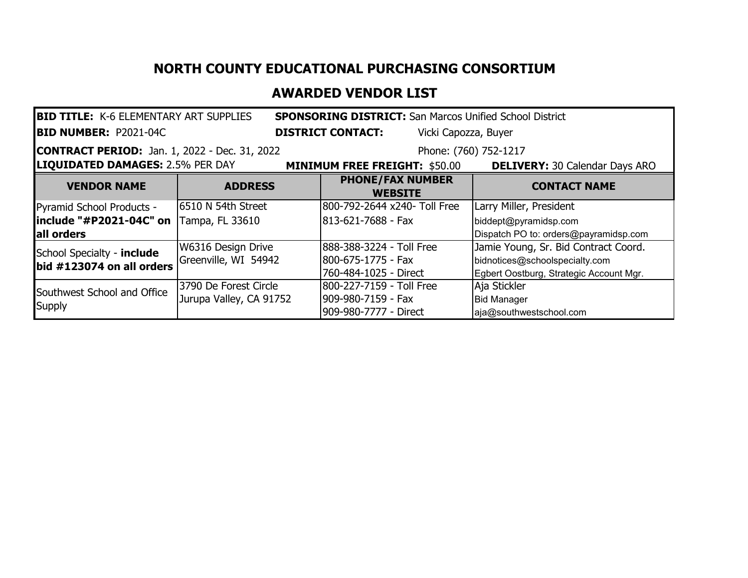# NORTH COUNTY EDUCATIONAL PURCHASING CONSORTIUM

## AWARDED VENDOR LIST

**BID TITLE:** K-6 ELEMENTARY ART SUPPLIES **SPONSORING DISTRICT:** San Marcos Unified School District

**BID NUMBER:** P2021-04C **DISTRICT CONTACT:** Vicki Capozza, Buyer

**CONTRACT PERIOD:** Jan. 1, 2022 - Dec. 31, 2022 Phone: (760) 752-1217

**LIQUIDATED DAMAGES:** 2.5% PER DAY **MINIMUM FREE FREIGHT:** $50.00 **DELIVERY:** 30 Calendar Days ARO

| VENDOR NAME | ADDRESS | PHONE/FAX NUMBER WEBSITE | CONTACT NAME |
|---|---|---|---|
| Pyramid School Products - **include "#P2021-04C" on all orders** | 6510 N 54th Street<br>Tampa, FL 33610 | 800-792-2644 x240- Toll Free<br>813-621-7688 - Fax | Larry Miller, President<br>biddept@pyramidsp.com<br>Dispatch PO to: orders@payramidsp.com |
| School Specialty - **include bid #123074 on all orders** | W6316 Design Drive<br>Greenville, WI 54942 | 888-388-3224 - Toll Free<br>800-675-1775 - Fax<br>760-484-1025 - Direct | Jamie Young, Sr. Bid Contract Coord.<br>bidnotices@schoolspecialty.com<br>Egbert Oostburg, Strategic Account Mgr. |
| Southwest School and Office Supply | 3790 De Forest Circle<br>Jurupa Valley, CA 91752 | 800-227-7159 - Toll Free<br>909-980-7159 - Fax<br>909-980-7777 - Direct | Aja Stickler<br>Bid Manager<br>aja@southwestschool.com |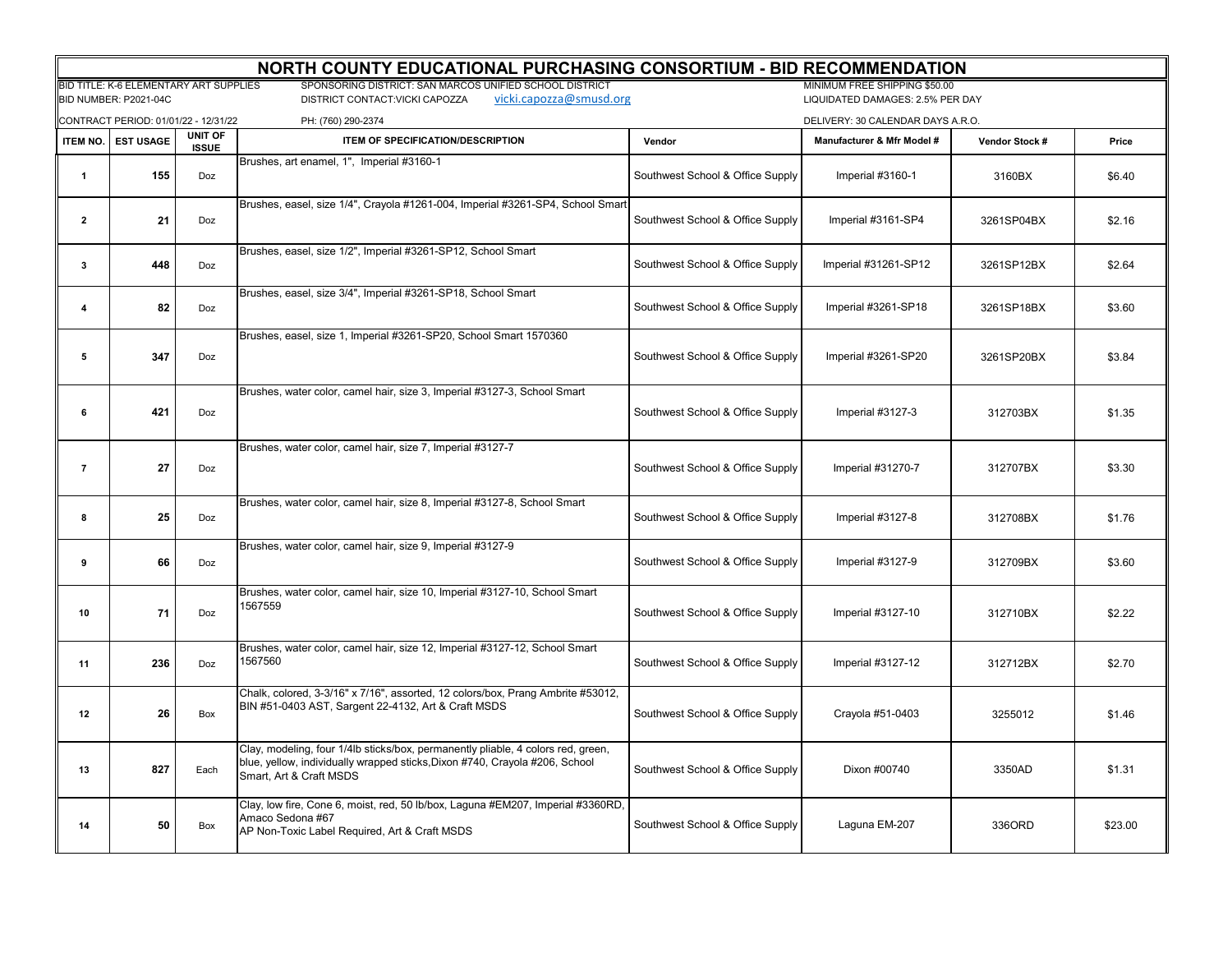# NORTH COUNTY EDUCATIONAL PURCHASING CONSORTIUM - BID RECOMMENDATION

BID TITLE: K-6 ELEMENTARY ART SUPPLIES
BID NUMBER: P2021-04C
CONTRACT PERIOD: 01/01/22 - 12/31/22

SPONSORING DISTRICT: SAN MARCOS UNIFIED SCHOOL DISTRICT
DISTRICT CONTACT:VICKI CAPOZZA vicki.capozza@smusd.org
PH: (760) 290-2374

MINIMUM FREE SHIPPING $50.00
LIQUIDATED DAMAGES: 2.5% PER DAY
DELIVERY: 30 CALENDAR DAYS A.R.O.

| ITEM NO. | EST USAGE | UNIT OF ISSUE | ITEM OF SPECIFICATION/DESCRIPTION | Vendor | Manufacturer & Mfr Model # | Vendor Stock # | Price |
|---|---|---|---|---|---|---|---|
| 1 | 155 | Doz | Brushes, art enamel, 1", Imperial #3160-1 | Southwest School & Office Supply | Imperial #3160-1 | 3160BX | $6.40 |
| 2 | 21 | Doz | Brushes, easel, size 1/4", Crayola #1261-004, Imperial #3261-SP4, School Smart | Southwest School & Office Supply | Imperial #3161-SP4 | 3261SP04BX | $2.16 |
| 3 | 448 | Doz | Brushes, easel, size 1/2", Imperial #3261-SP12, School Smart | Southwest School & Office Supply | Imperial #31261-SP12 | 3261SP12BX | $2.64 |
| 4 | 82 | Doz | Brushes, easel, size 3/4", Imperial #3261-SP18, School Smart | Southwest School & Office Supply | Imperial #3261-SP18 | 3261SP18BX | $3.60 |
| 5 | 347 | Doz | Brushes, easel, size 1, Imperial #3261-SP20, School Smart 1570360 | Southwest School & Office Supply | Imperial #3261-SP20 | 3261SP20BX | $3.84 |
| 6 | 421 | Doz | Brushes, water color, camel hair, size 3, Imperial #3127-3, School Smart | Southwest School & Office Supply | Imperial #3127-3 | 312703BX | $1.35 |
| 7 | 27 | Doz | Brushes, water color, camel hair, size 7, Imperial #3127-7 | Southwest School & Office Supply | Imperial #31270-7 | 312707BX | $3.30 |
| 8 | 25 | Doz | Brushes, water color, camel hair, size 8, Imperial #3127-8, School Smart | Southwest School & Office Supply | Imperial #3127-8 | 312708BX | $1.76 |
| 9 | 66 | Doz | Brushes, water color, camel hair, size 9, Imperial #3127-9 | Southwest School & Office Supply | Imperial #3127-9 | 312709BX | $3.60 |
| 10 | 71 | Doz | Brushes, water color, camel hair, size 10, Imperial #3127-10, School Smart 1567559 | Southwest School & Office Supply | Imperial #3127-10 | 312710BX | $2.22 |
| 11 | 236 | Doz | Brushes, water color, camel hair, size 12, Imperial #3127-12, School Smart 1567560 | Southwest School & Office Supply | Imperial #3127-12 | 312712BX | $2.70 |
| 12 | 26 | Box | Chalk, colored, 3-3/16" x 7/16", assorted, 12 colors/box, Prang Ambrite #53012, BIN #51-0403 AST, Sargent 22-4132, Art & Craft MSDS | Southwest School & Office Supply | Crayola #51-0403 | 3255012 | $1.46 |
| 13 | 827 | Each | Clay, modeling, four 1/4lb sticks/box, permanently pliable, 4 colors red, green, blue, yellow, individually wrapped sticks,Dixon #740, Crayola #206, School Smart, Art & Craft MSDS | Southwest School & Office Supply | Dixon #00740 | 3350AD | $1.31 |
| 14 | 50 | Box | Clay, low fire, Cone 6, moist, red, 50 lb/box, Laguna #EM207, Imperial #3360RD, Amaco Sedona #67 AP Non-Toxic Label Required, Art & Craft MSDS | Southwest School & Office Supply | Laguna EM-207 | 336ORD | $23.00 |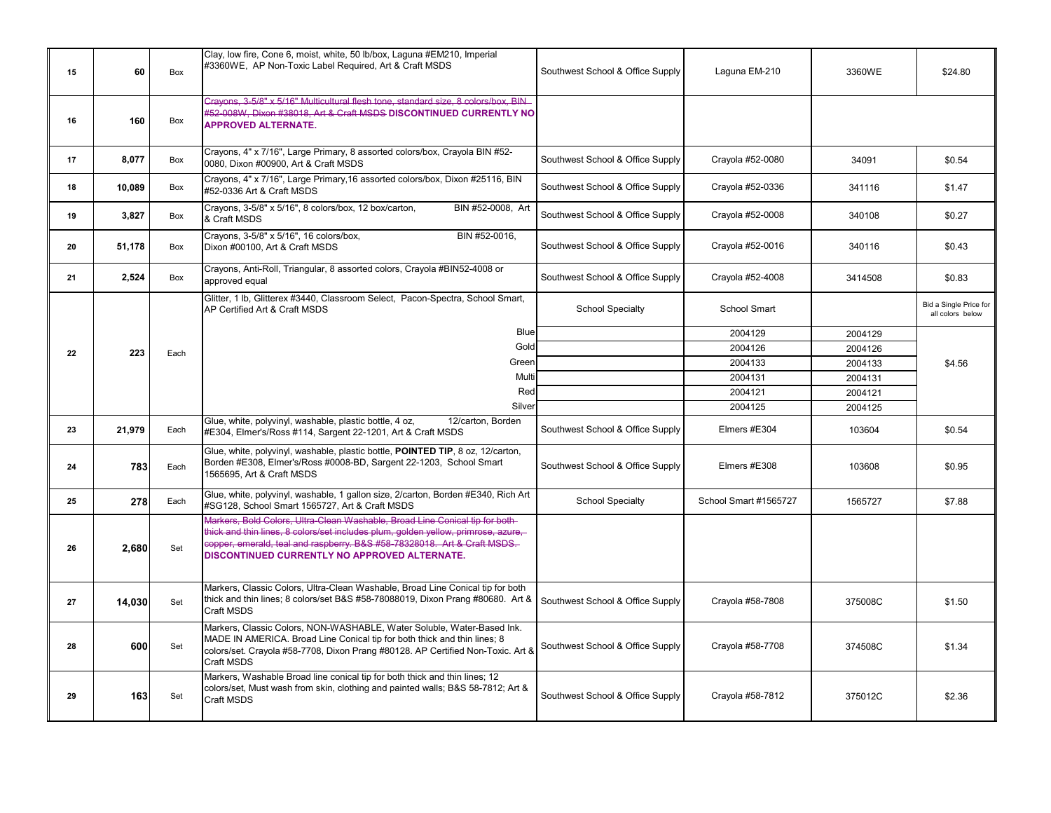| | | | | | | | |
|---|---|---|---|---|---|---|---|
| 15 | 60 | Box | Clay, low fire, Cone 6, moist, white, 50 lb/box, Laguna #EM210, Imperial #3360WE, AP Non-Toxic Label Required, Art & Craft MSDS | Southwest School & Office Supply | Laguna EM-210 | 3360WE | $24.80 |
| 16 | 160 | Box | ~~Crayons, 3-5/8" x 5/16" Multicultural flesh tone, standard size, 8 colors/box, BIN #52-008W, Dixon #38018, Art & Craft MSDS~~ **DISCONTINUED CURRENTLY NO APPROVED ALTERNATE.** | | | | |
| 17 | 8,077 | Box | Crayons, 4" x 7/16", Large Primary, 8 assorted colors/box, Crayola BIN #52-0080, Dixon #00900, Art & Craft MSDS | Southwest School & Office Supply | Crayola #52-0080 | 34091 | $0.54 |
| 18 | 10,089 | Box | Crayons, 4" x 7/16", Large Primary,16 assorted colors/box, Dixon #25116, BIN #52-0336 Art & Craft MSDS | Southwest School & Office Supply | Crayola #52-0336 | 341116 | $1.47 |
| 19 | 3,827 | Box | Crayons, 3-5/8" x 5/16", 8 colors/box, 12 box/carton, BIN #52-0008, Art & Craft MSDS | Southwest School & Office Supply | Crayola #52-0008 | 340108 | $0.27 |
| 20 | 51,178 | Box | Crayons, 3-5/8" x 5/16", 16 colors/box, BIN #52-0016, Dixon #00100, Art & Craft MSDS | Southwest School & Office Supply | Crayola #52-0016 | 340116 | $0.43 |
| 21 | 2,524 | Box | Crayons, Anti-Roll, Triangular, 8 assorted colors, Crayola #BIN52-4008 or approved equal | Southwest School & Office Supply | Crayola #52-4008 | 3414508 | $0.83 |
| 22 | 223 | Each | Glitter, 1 lb, Glitterex #3440, Classroom Select, Pacon-Spectra, School Smart, AP Certified Art & Craft MSDS | School Specialty | School Smart | | Bid a Single Price for all colors below |
| | | | Blue | | 2004129 | 2004129 | $4.56 |
| | | | Gold | | 2004126 | 2004126 | |
| | | | Green | | 2004133 | 2004133 | |
| | | | Multi | | 2004131 | 2004131 | |
| | | | Red | | 2004121 | 2004121 | |
| | | | Silver | | 2004125 | 2004125 | |
| 23 | 21,979 | Each | Glue, white, polyvinyl, washable, plastic bottle, 4 oz, 12/carton, Borden #E304, Elmer's/Ross #114, Sargent 22-1201, Art & Craft MSDS | Southwest School & Office Supply | Elmers #E304 | 103604 | $0.54 |
| 24 | 783 | Each | Glue, white, polyvinyl, washable, plastic bottle, **POINTED TIP**, 8 oz, 12/carton, Borden #E308, Elmer's/Ross #0008-BD, Sargent 22-1203, School Smart 1565695, Art & Craft MSDS | Southwest School & Office Supply | Elmers #E308 | 103608 | $0.95 |
| 25 | 278 | Each | Glue, white, polyvinyl, washable, 1 gallon size, 2/carton, Borden #E340, Rich Art #SG128, School Smart 1565727, Art & Craft MSDS | School Specialty | School Smart #1565727 | 1565727 | $7.88 |
| 26 | 2,680 | Set | ~~Markers, Bold Colors, Ultra-Clean Washable, Broad Line Conical tip for both thick and thin lines, 8 colors/set includes plum, golden yellow, primrose, azure, copper, emerald, teal and raspberry. B&S #58-78328018. Art & Craft MSDS.~~ **DISCONTINUED CURRENTLY NO APPROVED ALTERNATE.** | | | | |
| 27 | 14,030 | Set | Markers, Classic Colors, Ultra-Clean Washable, Broad Line Conical tip for both thick and thin lines; 8 colors/set B&S #58-78088019, Dixon Prang #80680. Art & Craft MSDS | Southwest School & Office Supply | Crayola #58-7808 | 375008C | $1.50 |
| 28 | 600 | Set | Markers, Classic Colors, NON-WASHABLE, Water Soluble, Water-Based Ink. MADE IN AMERICA. Broad Line Conical tip for both thick and thin lines; 8 colors/set. Crayola #58-7708, Dixon Prang #80128. AP Certified Non-Toxic. Art & Craft MSDS | Southwest School & Office Supply | Crayola #58-7708 | 374508C | $1.34 |
| 29 | 163 | Set | Markers, Washable Broad line conical tip for both thick and thin lines; 12 colors/set, Must wash from skin, clothing and painted walls; B&S 58-7812; Art & Craft MSDS | Southwest School & Office Supply | Crayola #58-7812 | 375012C | $2.36 |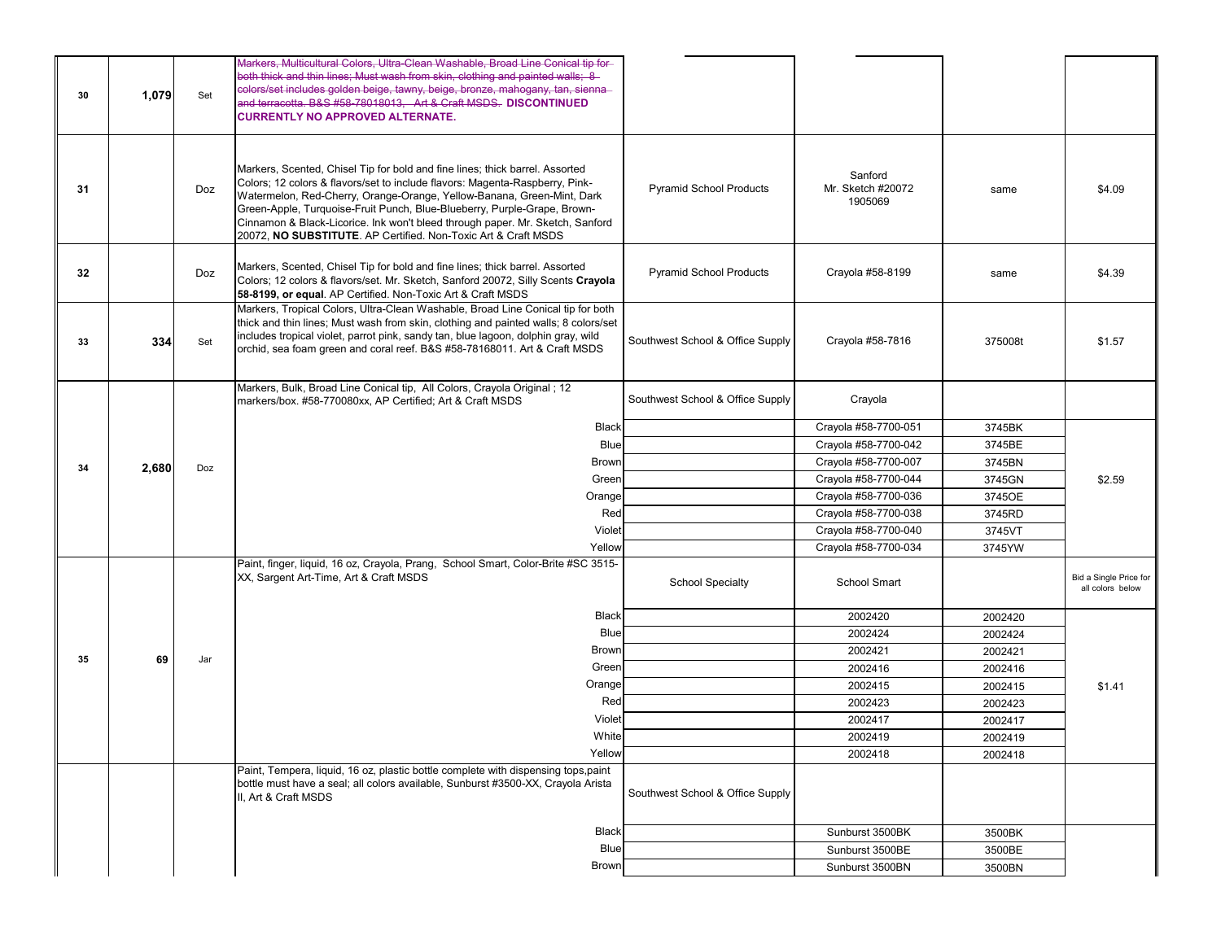| | | | | | | | |
|---|---|---|---|---|---|---|---|
| 30 | 1,079 | Set | ~~Markers, Multicultural Colors, Ultra-Clean Washable, Broad Line Conical tip for both thick and thin lines; Must wash from skin, clothing and painted walls; 8 colors/set includes golden beige, tawny, beige, bronze, mahogany, tan, sienna and terracotta. B&S #58-78018013. Art & Craft MSDS.~~ **DISCONTINUED CURRENTLY NO APPROVED ALTERNATE.** | | | | |
| 31 | | Doz | Markers, Scented, Chisel Tip for bold and fine lines; thick barrel. Assorted Colors; 12 colors & flavors/set to include flavors: Magenta-Raspberry, Pink-Watermelon, Red-Cherry, Orange-Orange, Yellow-Banana, Green-Mint, Dark Green-Apple, Turquoise-Fruit Punch, Blue-Blueberry, Purple-Grape, Brown-Cinnamon & Black-Licorice. Ink won't bleed through paper. Mr. Sketch, Sanford 20072, **NO SUBSTITUTE**. AP Certified. Non-Toxic Art & Craft MSDS | Pyramid School Products | Sanford Mr. Sketch #20072 1905069 | same | $4.09 |
| 32 | | Doz | Markers, Scented, Chisel Tip for bold and fine lines; thick barrel. Assorted Colors; 12 colors & flavors/set. Mr. Sketch, Sanford 20072, Silly Scents **Crayola 58-8199, or equal**. AP Certified. Non-Toxic Art & Craft MSDS | Pyramid School Products | Crayola #58-8199 | same | $4.39 |
| 33 | 334 | Set | Markers, Tropical Colors, Ultra-Clean Washable, Broad Line Conical tip for both thick and thin lines; Must wash from skin, clothing and painted walls; 8 colors/set includes tropical violet, parrot pink, sandy tan, blue lagoon, dolphin gray, wild orchid, sea foam green and coral reef. B&S #58-78168011. Art & Craft MSDS | Southwest School & Office Supply | Crayola #58-7816 | 375008t | $1.57 |
| 34 | 2,680 | Doz | Markers, Bulk, Broad Line Conical tip, All Colors, Crayola Original ; 12 markers/box. #58-770080xx, AP Certified; Art & Craft MSDS | Southwest School & Office Supply | Crayola | | |
| | | | Black | | Crayola #58-7700-051 | 3745BK | $2.59 |
| | | | Blue | | Crayola #58-7700-042 | 3745BE | |
| | | | Brown | | Crayola #58-7700-007 | 3745BN | |
| | | | Green | | Crayola #58-7700-044 | 3745GN | |
| | | | Orange | | Crayola #58-7700-036 | 3745OE | |
| | | | Red | | Crayola #58-7700-038 | 3745RD | |
| | | | Violet | | Crayola #58-7700-040 | 3745VT | |
| | | | Yellow | | Crayola #58-7700-034 | 3745YW | |
| 35 | 69 | Jar | Paint, finger, liquid, 16 oz, Crayola, Prang, School Smart, Color-Brite #SC 3515-XX, Sargent Art-Time, Art & Craft MSDS | School Specialty | School Smart | | Bid a Single Price for all colors below |
| | | | Black | | 2002420 | 2002420 | $1.41 |
| | | | Blue | | 2002424 | 2002424 | |
| | | | Brown | | 2002421 | 2002421 | |
| | | | Green | | 2002416 | 2002416 | |
| | | | Orange | | 2002415 | 2002415 | |
| | | | Red | | 2002423 | 2002423 | |
| | | | Violet | | 2002417 | 2002417 | |
| | | | White | | 2002419 | 2002419 | |
| | | | Yellow | | 2002418 | 2002418 | |
| | | | Paint, Tempera, liquid, 16 oz, plastic bottle complete with dispensing tops,paint bottle must have a seal; all colors available, Sunburst #3500-XX, Crayola Arista II, Art & Craft MSDS | Southwest School & Office Supply | | | |
| | | | Black | | Sunburst 3500BK | 3500BK | |
| | | | Blue | | Sunburst 3500BE | 3500BE | |
| | | | Brown | | Sunburst 3500BN | 3500BN | |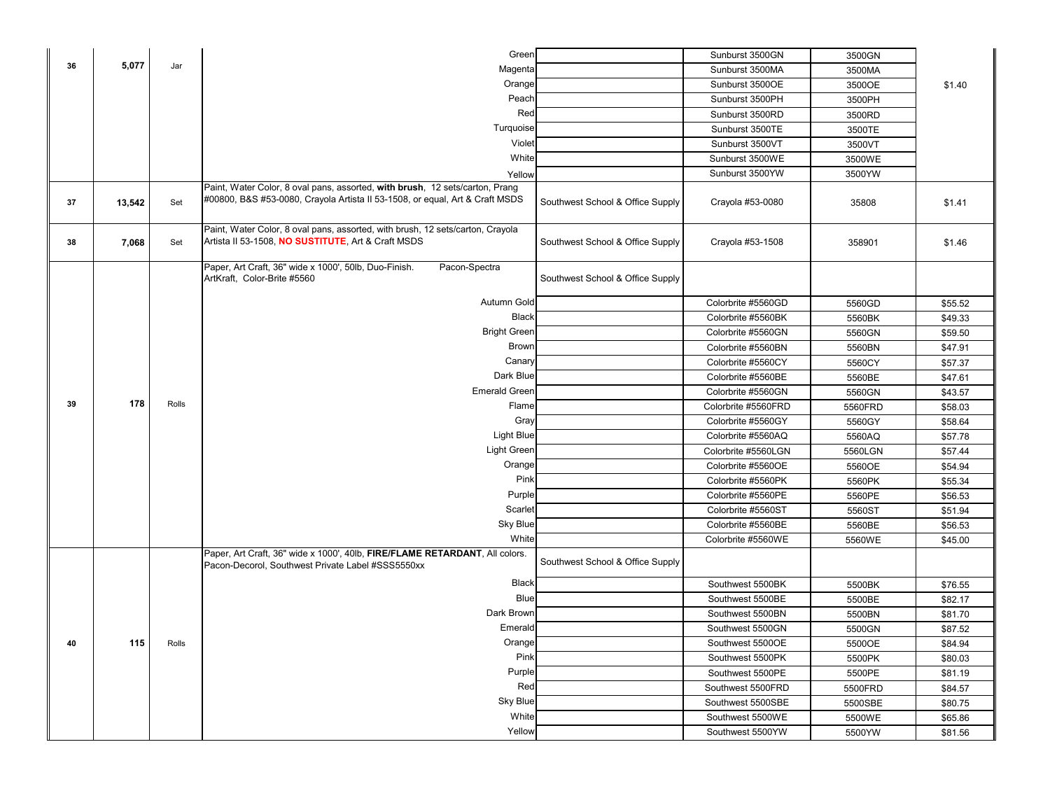| | | | | | | | |
|---|---|---|---|---|---|---|---|
| 36 | 5,077 | Jar | Green | | Sunburst 3500GN | 3500GN | $1.40 |
| | | | Magenta | | Sunburst 3500MA | 3500MA | |
| | | | Orange | | Sunburst 3500OE | 3500OE | |
| | | | Peach | | Sunburst 3500PH | 3500PH | |
| | | | Red | | Sunburst 3500RD | 3500RD | |
| | | | Turquoise | | Sunburst 3500TE | 3500TE | |
| | | | Violet | | Sunburst 3500VT | 3500VT | |
| | | | White | | Sunburst 3500WE | 3500WE | |
| | | | Yellow | | Sunburst 3500YW | 3500YW | |
| 37 | 13,542 | Set | Paint, Water Color, 8 oval pans, assorted, **with brush**, 12 sets/carton, Prang #00800, B&S #53-0080, Crayola Artista II 53-1508, or equal, Art & Craft MSDS | Southwest School & Office Supply | Crayola #53-0080 | 35808 | $1.41 |
| 38 | 7,068 | Set | Paint, Water Color, 8 oval pans, assorted, with brush, 12 sets/carton, Crayola Artista II 53-1508, **NO SUSTITUTE**, Art & Craft MSDS | Southwest School & Office Supply | Crayola #53-1508 | 358901 | $1.46 |
| 39 | 178 | Rolls | Paper, Art Craft, 36" wide x 1000', 50lb, Duo-Finish. Pacon-Spectra ArtKraft, Color-Brite #5560 | Southwest School & Office Supply | | | |
| | | | Autumn Gold | | Colorbrite #5560GD | 5560GD | $55.52 |
| | | | Black | | Colorbrite #5560BK | 5560BK | $49.33 |
| | | | Bright Green | | Colorbrite #5560GN | 5560GN | $59.50 |
| | | | Brown | | Colorbrite #5560BN | 5560BN | $47.91 |
| | | | Canary | | Colorbrite #5560CY | 5560CY | $57.37 |
| | | | Dark Blue | | Colorbrite #5560BE | 5560BE | $47.61 |
| | | | Emerald Green | | Colorbrite #5560GN | 5560GN | $43.57 |
| | | | Flame | | Colorbrite #5560FRD | 5560FRD | $58.03 |
| | | | Gray | | Colorbrite #5560GY | 5560GY | $58.64 |
| | | | Light Blue | | Colorbrite #5560AQ | 5560AQ | $57.78 |
| | | | Light Green | | Colorbrite #5560LGN | 5560LGN | $57.44 |
| | | | Orange | | Colorbrite #5560OE | 5560OE | $54.94 |
| | | | Pink | | Colorbrite #5560PK | 5560PK | $55.34 |
| | | | Purple | | Colorbrite #5560PE | 5560PE | $56.53 |
| | | | Scarlet | | Colorbrite #5560ST | 5560ST | $51.94 |
| | | | Sky Blue | | Colorbrite #5560BE | 5560BE | $56.53 |
| | | | White | | Colorbrite #5560WE | 5560WE | $45.00 |
| 40 | 115 | Rolls | Paper, Art Craft, 36" wide x 1000', 40lb, **FIRE/FLAME RETARDANT**, All colors. Pacon-Decorol, Southwest Private Label #SSS5550xx | Southwest School & Office Supply | | | |
| | | | Black | | Southwest 5500BK | 5500BK | $76.55 |
| | | | Blue | | Southwest 5500BE | 5500BE | $82.17 |
| | | | Dark Brown | | Southwest 5500BN | 5500BN | $81.70 |
| | | | Emerald | | Southwest 5500GN | 5500GN | $87.52 |
| | | | Orange | | Southwest 5500OE | 5500OE | $84.94 |
| | | | Pink | | Southwest 5500PK | 5500PK | $80.03 |
| | | | Purple | | Southwest 5500PE | 5500PE | $81.19 |
| | | | Red | | Southwest 5500FRD | 5500FRD | $84.57 |
| | | | Sky Blue | | Southwest 5500SBE | 5500SBE | $80.75 |
| | | | White | | Southwest 5500WE | 5500WE | $65.86 |
| | | | Yellow | | Southwest 5500YW | 5500YW | $81.56 |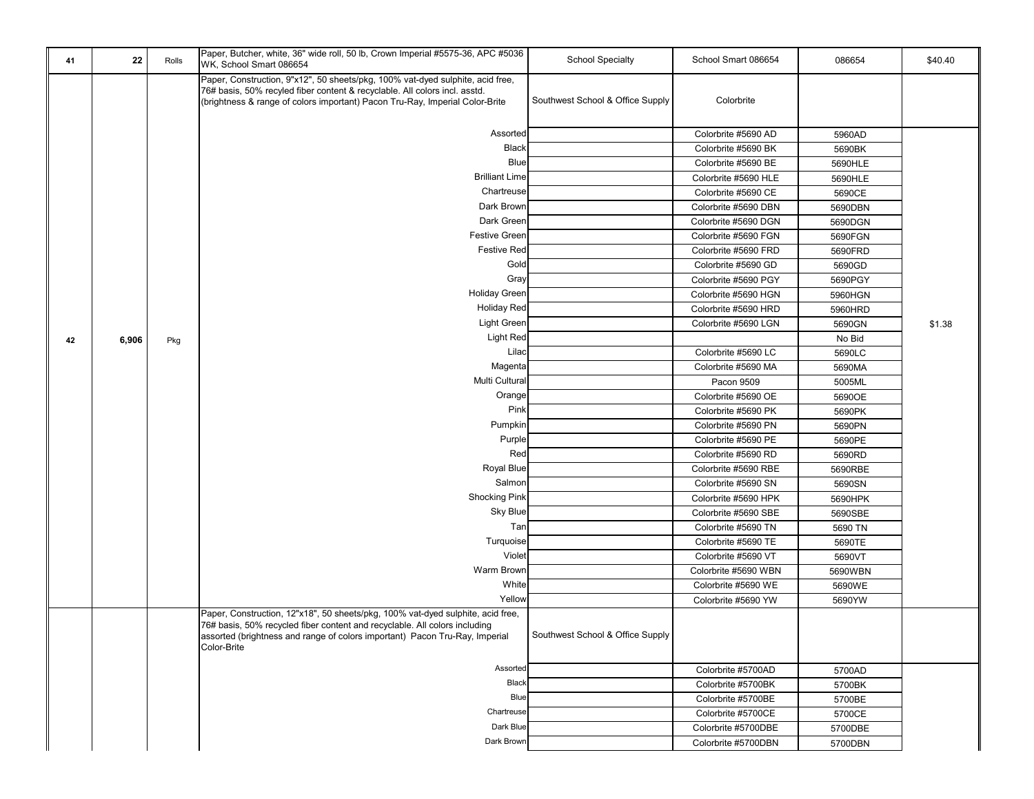| | | | | | | | |
|---|---|---|---|---|---|---|---|
| 41 | 22 | Rolls | Paper, Butcher, white, 36" wide roll, 50 lb, Crown Imperial #5575-36, APC #5036 WK, School Smart 086654 | School Specialty | School Smart 086654 | 086654 | $40.40 |
| 42 | 6,906 | Pkg | Paper, Construction, 9"x12", 50 sheets/pkg, 100% vat-dyed sulphite, acid free, 76# basis, 50% recyled fiber content & recyclable. All colors incl. asstd. (brightness & range of colors important) Pacon Tru-Ray, Imperial Color-Brite | Southwest School & Office Supply | Colorbrite | | $1.38 |
| | | | Assorted | | Colorbrite #5690 AD | 5960AD | |
| | | | Black | | Colorbrite #5690 BK | 5690BK | |
| | | | Blue | | Colorbrite #5690 BE | 5690HLE | |
| | | | Brilliant Lime | | Colorbrite #5690 HLE | 5690HLE | |
| | | | Chartreuse | | Colorbrite #5690 CE | 5690CE | |
| | | | Dark Brown | | Colorbrite #5690 DBN | 5690DBN | |
| | | | Dark Green | | Colorbrite #5690 DGN | 5690DGN | |
| | | | Festive Green | | Colorbrite #5690 FGN | 5690FGN | |
| | | | Festive Red | | Colorbrite #5690 FRD | 5690FRD | |
| | | | Gold | | Colorbrite #5690 GD | 5690GD | |
| | | | Gray | | Colorbrite #5690 PGY | 5690PGY | |
| | | | Holiday Green | | Colorbrite #5690 HGN | 5960HGN | |
| | | | Holiday Red | | Colorbrite #5690 HRD | 5960HRD | |
| | | | Light Green | | Colorbrite #5690 LGN | 5690GN | |
| | | | Light Red | | | No Bid | |
| | | | Lilac | | Colorbrite #5690 LC | 5690LC | |
| | | | Magenta | | Colorbrite #5690 MA | 5690MA | |
| | | | Multi Cultural | | Pacon 9509 | 5005ML | |
| | | | Orange | | Colorbrite #5690 OE | 5690OE | |
| | | | Pink | | Colorbrite #5690 PK | 5690PK | |
| | | | Pumpkin | | Colorbrite #5690 PN | 5690PN | |
| | | | Purple | | Colorbrite #5690 PE | 5690PE | |
| | | | Red | | Colorbrite #5690 RD | 5690RD | |
| | | | Royal Blue | | Colorbrite #5690 RBE | 5690RBE | |
| | | | Salmon | | Colorbrite #5690 SN | 5690SN | |
| | | | Shocking Pink | | Colorbrite #5690 HPK | 5690HPK | |
| | | | Sky Blue | | Colorbrite #5690 SBE | 5690SBE | |
| | | | Tan | | Colorbrite #5690 TN | 5690 TN | |
| | | | Turquoise | | Colorbrite #5690 TE | 5690TE | |
| | | | Violet | | Colorbrite #5690 VT | 5690VT | |
| | | | Warm Brown | | Colorbrite #5690 WBN | 5690WBN | |
| | | | White | | Colorbrite #5690 WE | 5690WE | |
| | | | Yellow | | Colorbrite #5690 YW | 5690YW | |
| | | | Paper, Construction, 12"x18", 50 sheets/pkg, 100% vat-dyed sulphite, acid free, 76# basis, 50% recycled fiber content and recyclable. All colors including assorted (brightness and range of colors important) Pacon Tru-Ray, Imperial Color-Brite | Southwest School & Office Supply | | | |
| | | | Assorted | | Colorbrite #5700AD | 5700AD | |
| | | | Black | | Colorbrite #5700BK | 5700BK | |
| | | | Blue | | Colorbrite #5700BE | 5700BE | |
| | | | Chartreuse | | Colorbrite #5700CE | 5700CE | |
| | | | Dark Blue | | Colorbrite #5700DBE | 5700DBE | |
| | | | Dark Brown | | Colorbrite #5700DBN | 5700DBN | |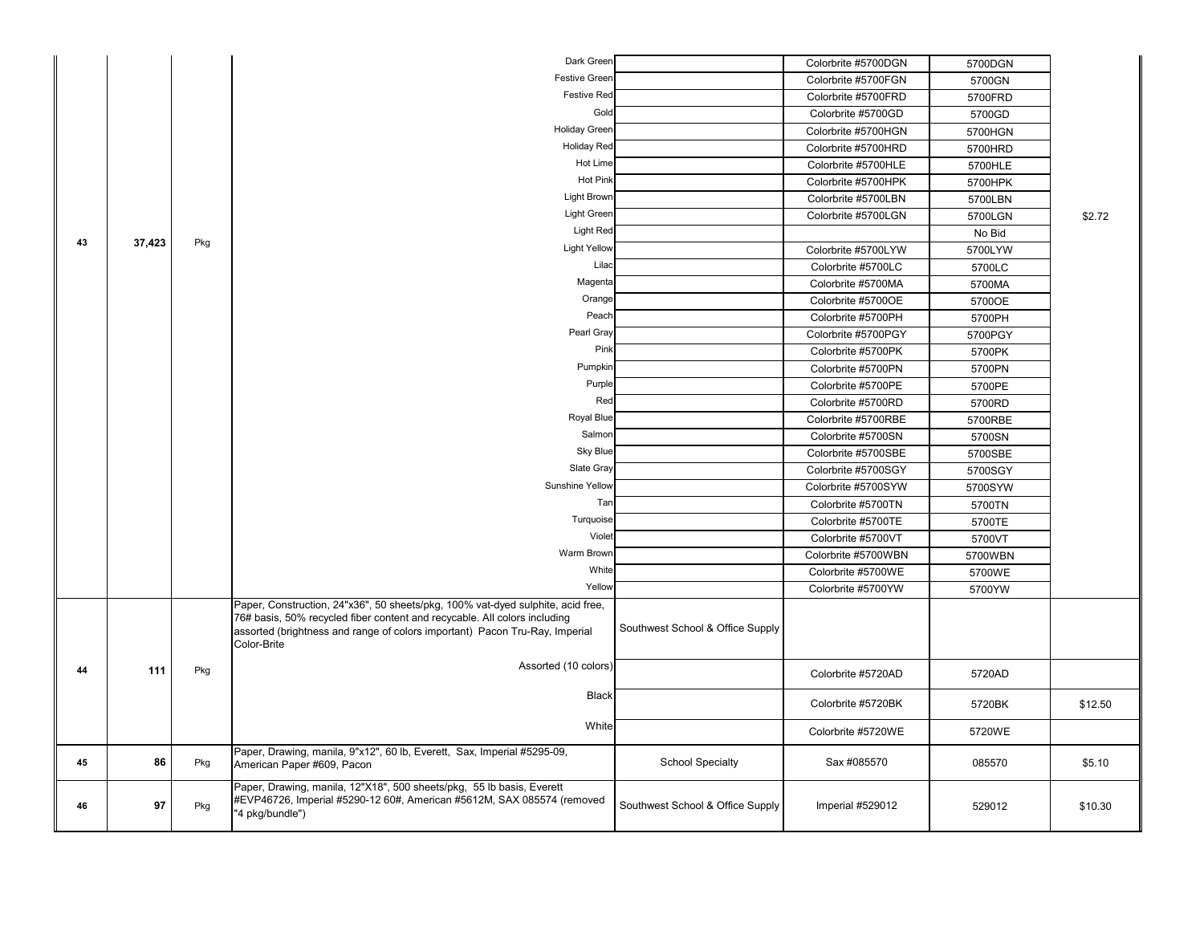| | | | | | | | |
|---|---|---|---|---|---|---|---|
| | | | Dark Green | | Colorbrite #5700DGN | 5700DGN | |
| | | | Festive Green | | Colorbrite #5700FGN | 5700GN | |
| | | | Festive Red | | Colorbrite #5700FRD | 5700FRD | |
| | | | Gold | | Colorbrite #5700GD | 5700GD | |
| | | | Holiday Green | | Colorbrite #5700HGN | 5700HGN | |
| | | | Holiday Red | | Colorbrite #5700HRD | 5700HRD | |
| | | | Hot Lime | | Colorbrite #5700HLE | 5700HLE | |
| | | | Hot Pink | | Colorbrite #5700HPK | 5700HPK | |
| | | | Light Brown | | Colorbrite #5700LBN | 5700LBN | |
| | | | Light Green | | Colorbrite #5700LGN | 5700LGN | $2.72 |
| 43 | 37,423 | Pkg | Light Red | | | No Bid | |
| | | | Light Yellow | | Colorbrite #5700LYW | 5700LYW | |
| | | | Lilac | | Colorbrite #5700LC | 5700LC | |
| | | | Magenta | | Colorbrite #5700MA | 5700MA | |
| | | | Orange | | Colorbrite #5700OE | 5700OE | |
| | | | Peach | | Colorbrite #5700PH | 5700PH | |
| | | | Pearl Gray | | Colorbrite #5700PGY | 5700PGY | |
| | | | Pink | | Colorbrite #5700PK | 5700PK | |
| | | | Pumpkin | | Colorbrite #5700PN | 5700PN | |
| | | | Purple | | Colorbrite #5700PE | 5700PE | |
| | | | Red | | Colorbrite #5700RD | 5700RD | |
| | | | Royal Blue | | Colorbrite #5700RBE | 5700RBE | |
| | | | Salmon | | Colorbrite #5700SN | 5700SN | |
| | | | Sky Blue | | Colorbrite #5700SBE | 5700SBE | |
| | | | Slate Gray | | Colorbrite #5700SGY | 5700SGY | |
| | | | Sunshine Yellow | | Colorbrite #5700SYW | 5700SYW | |
| | | | Tan | | Colorbrite #5700TN | 5700TN | |
| | | | Turquoise | | Colorbrite #5700TE | 5700TE | |
| | | | Violet | | Colorbrite #5700VT | 5700VT | |
| | | | Warm Brown | | Colorbrite #5700WBN | 5700WBN | |
| | | | White | | Colorbrite #5700WE | 5700WE | |
| | | | Yellow | | Colorbrite #5700YW | 5700YW | |
| | | | Paper, Construction, 24"x36", 50 sheets/pkg, 100% vat-dyed sulphite, acid free, 76# basis, 50% recycled fiber content and recyclable. All colors including assorted (brightness and range of colors important) Pacon Tru-Ray, Imperial Color-Brite | Southwest School & Office Supply | | | |
| 44 | 111 | Pkg | Assorted (10 colors) | | Colorbrite #5720AD | 5720AD | |
| | | | Black | | Colorbrite #5720BK | 5720BK | $12.50 |
| | | | White | | Colorbrite #5720WE | 5720WE | |
| 45 | 86 | Pkg | Paper, Drawing, manila, 9"x12", 60 lb, Everett, Sax, Imperial #5295-09, American Paper #609, Pacon | School Specialty | Sax #085570 | 085570 | $5.10 |
| 46 | 97 | Pkg | Paper, Drawing, manila, 12"X18", 500 sheets/pkg, 55 lb basis, Everett #EVP46726, Imperial #5290-12 60#, American #5612M, SAX 085574 (removed "4 pkg/bundle") | Southwest School & Office Supply | Imperial #529012 | 529012 | $10.30 |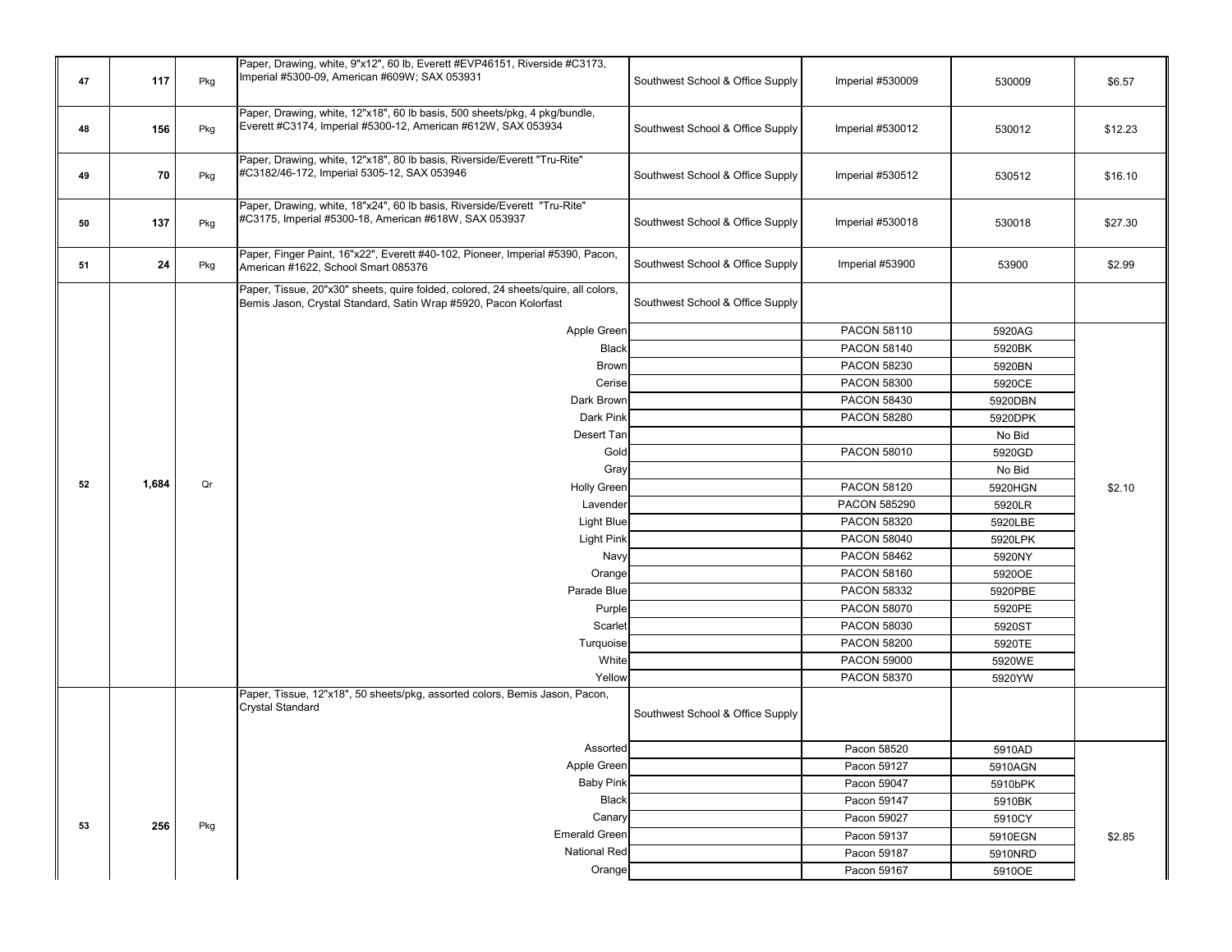| | | | | | | | |
|---|---|---|---|---|---|---|---|
| 47 | 117 | Pkg | Paper, Drawing, white, 9"x12", 60 lb, Everett #EVP46151, Riverside #C3173, Imperial #5300-09, American #609W; SAX 053931 | Southwest School & Office Supply | Imperial #530009 | 530009 | $6.57 |
| 48 | 156 | Pkg | Paper, Drawing, white, 12"x18", 60 lb basis, 500 sheets/pkg, 4 pkg/bundle, Everett #C3174, Imperial #5300-12, American #612W, SAX 053934 | Southwest School & Office Supply | Imperial #530012 | 530012 | $12.23 |
| 49 | 70 | Pkg | Paper, Drawing, white, 12"x18", 80 lb basis, Riverside/Everett "Tru-Rite" #C3182/46-172, Imperial 5305-12, SAX 053946 | Southwest School & Office Supply | Imperial #530512 | 530512 | $16.10 |
| 50 | 137 | Pkg | Paper, Drawing, white, 18"x24", 60 lb basis, Riverside/Everett "Tru-Rite" #C3175, Imperial #5300-18, American #618W, SAX 053937 | Southwest School & Office Supply | Imperial #530018 | 530018 | $27.30 |
| 51 | 24 | Pkg | Paper, Finger Paint, 16"x22", Everett #40-102, Pioneer, Imperial #5390, Pacon, American #1622, School Smart 085376 | Southwest School & Office Supply | Imperial #53900 | 53900 | $2.99 |
| 52 | 1,684 | Qr | Paper, Tissue, 20"x30" sheets, quire folded, colored, 24 sheets/quire, all colors, Bemis Jason, Crystal Standard, Satin Wrap #5920, Pacon Kolorfast | Southwest School & Office Supply | | | $2.10 |
| | | | Apple Green | | PACON 58110 | 5920AG | |
| | | | Black | | PACON 58140 | 5920BK | |
| | | | Brown | | PACON 58230 | 5920BN | |
| | | | Cerise | | PACON 58300 | 5920CE | |
| | | | Dark Brown | | PACON 58430 | 5920DBN | |
| | | | Dark Pink | | PACON 58280 | 5920DPK | |
| | | | Desert Tan | | | No Bid | |
| | | | Gold | | PACON 58010 | 5920GD | |
| | | | Gray | | | No Bid | |
| | | | Holly Green | | PACON 58120 | 5920HGN | |
| | | | Lavender | | PACON 585290 | 5920LR | |
| | | | Light Blue | | PACON 58320 | 5920LBE | |
| | | | Light Pink | | PACON 58040 | 5920LPK | |
| | | | Navy | | PACON 58462 | 5920NY | |
| | | | Orange | | PACON 58160 | 5920OE | |
| | | | Parade Blue | | PACON 58332 | 5920PBE | |
| | | | Purple | | PACON 58070 | 5920PE | |
| | | | Scarlet | | PACON 58030 | 5920ST | |
| | | | Turquoise | | PACON 58200 | 5920TE | |
| | | | White | | PACON 59000 | 5920WE | |
| | | | Yellow | | PACON 58370 | 5920YW | |
| 53 | 256 | Pkg | Paper, Tissue, 12"x18", 50 sheets/pkg, assorted colors, Bemis Jason, Pacon, Crystal Standard | Southwest School & Office Supply | | | $2.85 |
| | | | Assorted | | Pacon 58520 | 5910AD | |
| | | | Apple Green | | Pacon 59127 | 5910AGN | |
| | | | Baby Pink | | Pacon 59047 | 5910bPK | |
| | | | Black | | Pacon 59147 | 5910BK | |
| | | | Canary | | Pacon 59027 | 5910CY | |
| | | | Emerald Green | | Pacon 59137 | 5910EGN | |
| | | | National Red | | Pacon 59187 | 5910NRD | |
| | | | Orange | | Pacon 59167 | 5910OE | |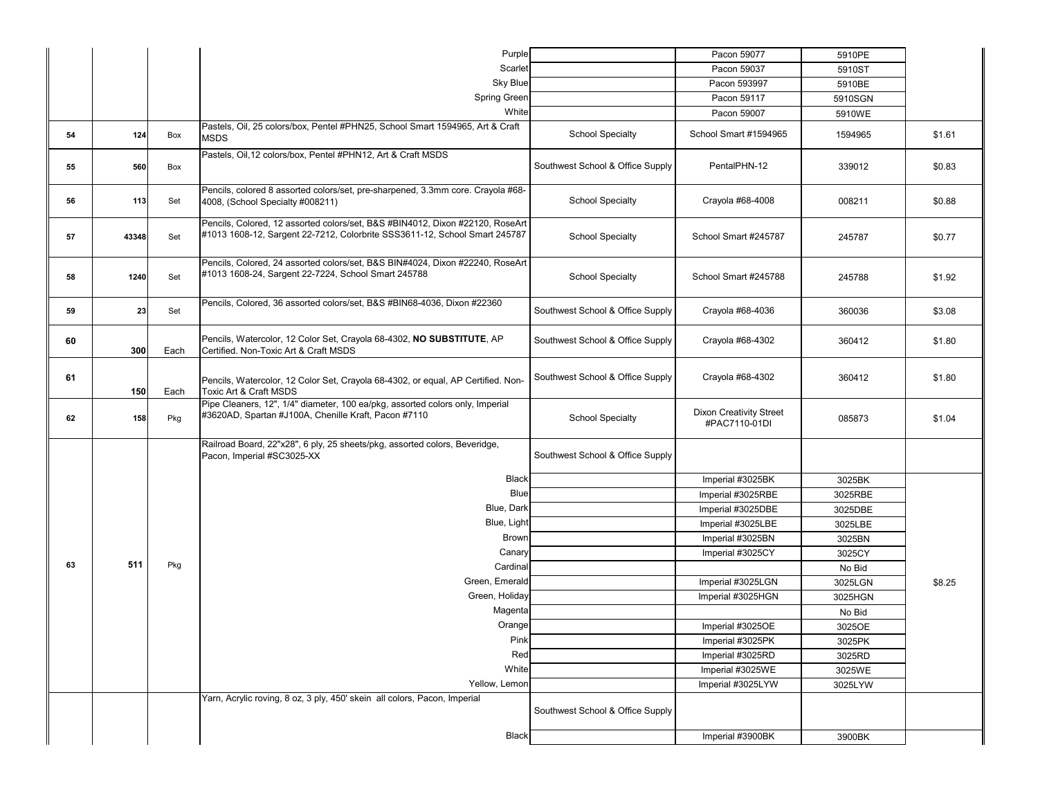| | | | | | | | |
|---|---|---|---|---|---|---|---|
| | | | Purple | | Pacon 59077 | 5910PE | |
| | | | Scarlet | | Pacon 59037 | 5910ST | |
| | | | Sky Blue | | Pacon 593997 | 5910BE | |
| | | | Spring Green | | Pacon 59117 | 5910SGN | |
| | | | White | | Pacon 59007 | 5910WE | |
| 54 | 124 | Box | Pastels, Oil, 25 colors/box, Pentel #PHN25, School Smart 1594965, Art & Craft MSDS | School Specialty | School Smart #1594965 | 1594965 | $1.61 |
| 55 | 560 | Box | Pastels, Oil,12 colors/box, Pentel #PHN12, Art & Craft MSDS | Southwest School & Office Supply | PentalPHN-12 | 339012 | $0.83 |
| 56 | 113 | Set | Pencils, colored 8 assorted colors/set, pre-sharpened, 3.3mm core. Crayola #68-4008, (School Specialty #008211) | School Specialty | Crayola #68-4008 | 008211 | $0.88 |
| 57 | 43348 | Set | Pencils, Colored, 12 assorted colors/set, B&S #BIN4012, Dixon #22120, RoseArt #1013 1608-12, Sargent 22-7212, Colorbrite SSS3611-12, School Smart 245787 | School Specialty | School Smart #245787 | 245787 | $0.77 |
| 58 | 1240 | Set | Pencils, Colored, 24 assorted colors/set, B&S BIN#4024, Dixon #22240, RoseArt #1013 1608-24, Sargent 22-7224, School Smart 245788 | School Specialty | School Smart #245788 | 245788 | $1.92 |
| 59 | 23 | Set | Pencils, Colored, 36 assorted colors/set, B&S #BIN68-4036, Dixon #22360 | Southwest School & Office Supply | Crayola #68-4036 | 360036 | $3.08 |
| 60 | 300 | Each | Pencils, Watercolor, 12 Color Set, Crayola 68-4302, **NO SUBSTITUTE**, AP Certified. Non-Toxic Art & Craft MSDS | Southwest School & Office Supply | Crayola #68-4302 | 360412 | $1.80 |
| 61 | 150 | Each | Pencils, Watercolor, 12 Color Set, Crayola 68-4302, or equal, AP Certified. Non-Toxic Art & Craft MSDS | Southwest School & Office Supply | Crayola #68-4302 | 360412 | $1.80 |
| 62 | 158 | Pkg | Pipe Cleaners, 12", 1/4" diameter, 100 ea/pkg, assorted colors only, Imperial #3620AD, Spartan #J100A, Chenille Kraft, Pacon #7110 | School Specialty | Dixon Creativity Street #PAC7110-01DI | 085873 | $1.04 |
| 63 | 511 | Pkg | Railroad Board, 22"x28", 6 ply, 25 sheets/pkg, assorted colors, Beveridge, Pacon, Imperial #SC3025-XX | Southwest School & Office Supply | | | $8.25 |
| | | | Black | | Imperial #3025BK | 3025BK | |
| | | | Blue | | Imperial #3025RBE | 3025RBE | |
| | | | Blue, Dark | | Imperial #3025DBE | 3025DBE | |
| | | | Blue, Light | | Imperial #3025LBE | 3025LBE | |
| | | | Brown | | Imperial #3025BN | 3025BN | |
| | | | Canary | | Imperial #3025CY | 3025CY | |
| | | | Cardinal | | | No Bid | |
| | | | Green, Emerald | | Imperial #3025LGN | 3025LGN | |
| | | | Green, Holiday | | Imperial #3025HGN | 3025HGN | |
| | | | Magenta | | | No Bid | |
| | | | Orange | | Imperial #3025OE | 3025OE | |
| | | | Pink | | Imperial #3025PK | 3025PK | |
| | | | Red | | Imperial #3025RD | 3025RD | |
| | | | White | | Imperial #3025WE | 3025WE | |
| | | | Yellow, Lemon | | Imperial #3025LYW | 3025LYW | |
| | | | Yarn, Acrylic roving, 8 oz, 3 ply, 450' skein all colors, Pacon, Imperial | Southwest School & Office Supply | | | |
| | | | Black | | Imperial #3900BK | 3900BK | |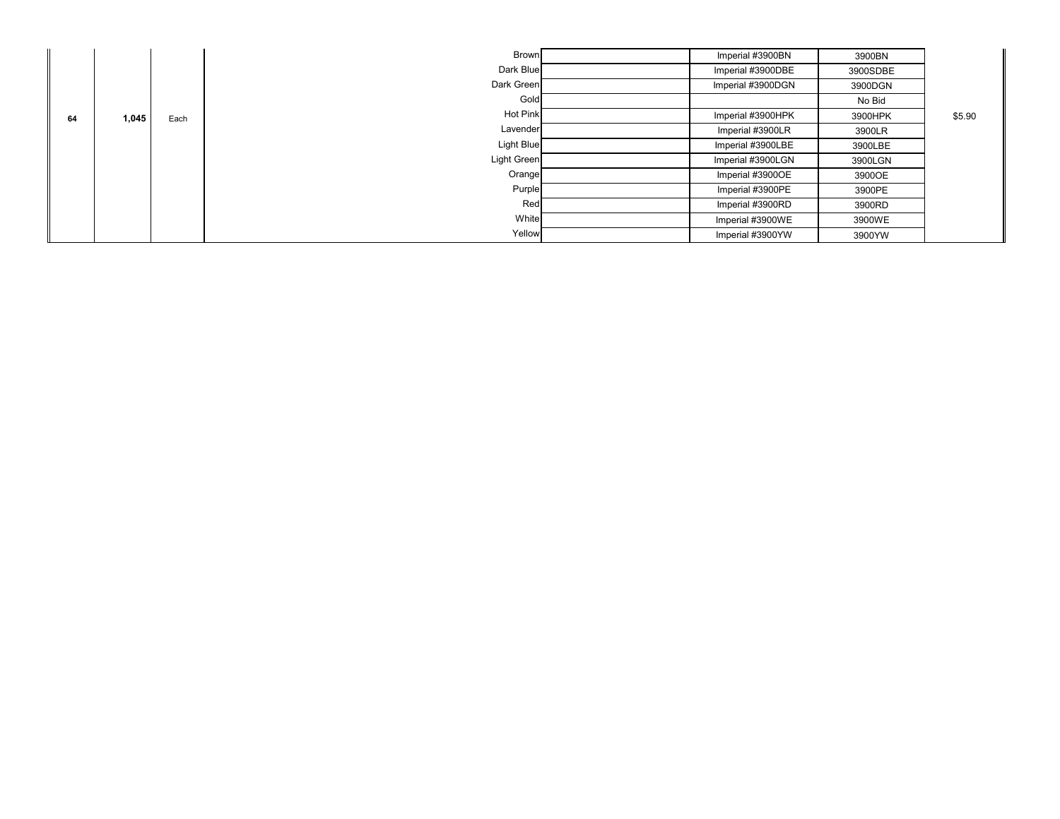| | | | | | | | |
|---|---|---|---|---|---|---|---|
| 64 | 1,045 | Each | Brown | | Imperial #3900BN | 3900BN | $5.90 |
| | | | Dark Blue | | Imperial #3900DBE | 3900SDBE | |
| | | | Dark Green | | Imperial #3900DGN | 3900DGN | |
| | | | Gold | | | No Bid | |
| | | | Hot Pink | | Imperial #3900HPK | 3900HPK | |
| | | | Lavender | | Imperial #3900LR | 3900LR | |
| | | | Light Blue | | Imperial #3900LBE | 3900LBE | |
| | | | Light Green | | Imperial #3900LGN | 3900LGN | |
| | | | Orange | | Imperial #3900OE | 3900OE | |
| | | | Purple | | Imperial #3900PE | 3900PE | |
| | | | Red | | Imperial #3900RD | 3900RD | |
| | | | White | | Imperial #3900WE | 3900WE | |
| | | | Yellow | | Imperial #3900YW | 3900YW | |